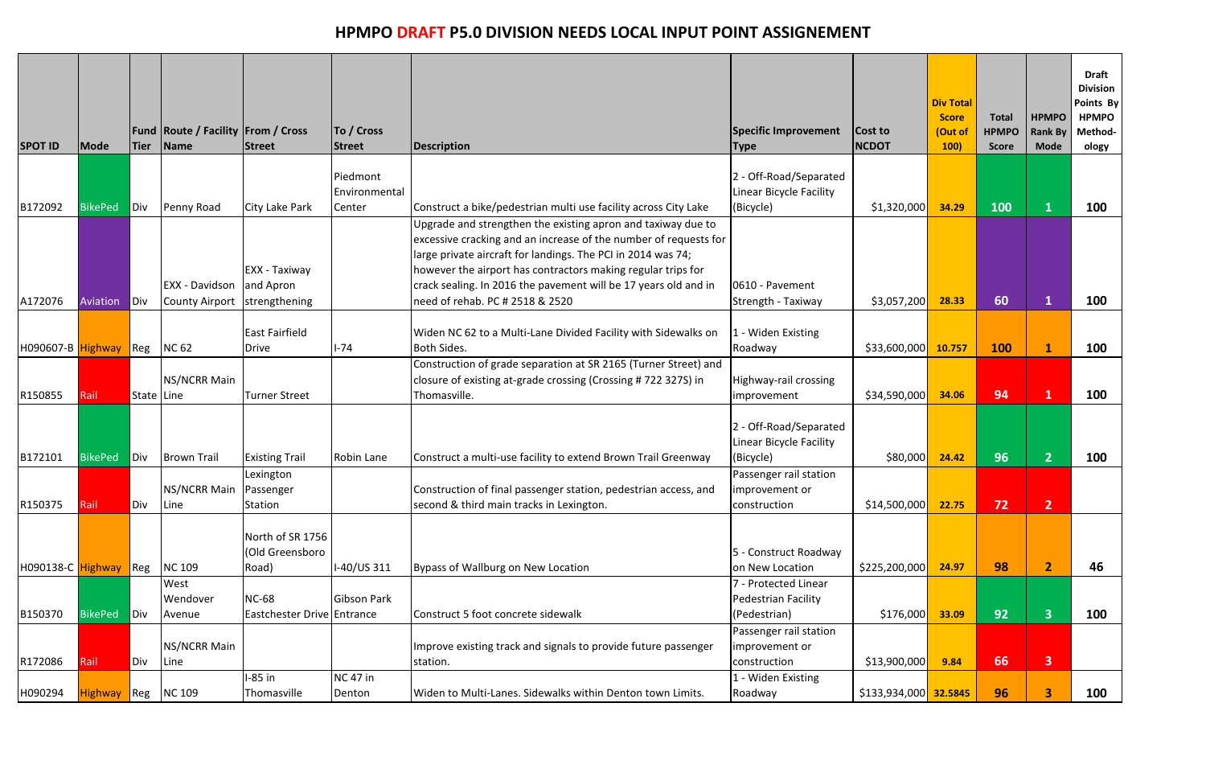# HPMPO DRAFT P5.0 DIVISION NEEDS LOCAL INPUT POINT ASSIGNEMENT

| SPOT ID | Mode | Fund Tier | Route / Facility Name | From / Cross Street | To / Cross Street | Description | Specific Improvement Type | Cost to NCDOT | Div Total Score (Out of 100) | Total HPMPO Score | HPMPO Rank By Mode | Draft Division Points By HPMPO Method-ology |
|---|---|---|---|---|---|---|---|---|---|---|---|---|
| B172092 | BikePed | Div | Penny Road | City Lake Park | Piedmont Environmental Center | Construct a bike/pedestrian multi use facility across City Lake | 2 - Off-Road/Separated Linear Bicycle Facility (Bicycle) | $1,320,000 | 34.29 | 100 | 1 | 100 |
| A172076 | Aviation | Div | EXX - Davidson County Airport | EXX - Taxiway and Apron strengthening | | Upgrade and strengthen the existing apron and taxiway due to excessive cracking and an increase of the number of requests for large private aircraft for landings. The PCI in 2014 was 74; however the airport has contractors making regular trips for crack sealing. In 2016 the pavement will be 17 years old and in need of rehab. PC # 2518 & 2520 | 0610 - Pavement Strength - Taxiway | $3,057,200 | 28.33 | 60 | 1 | 100 |
| H090607-B | Highway | Reg | NC 62 | East Fairfield Drive | I-74 | Widen NC 62 to a Multi-Lane Divided Facility with Sidewalks on Both Sides. | 1 - Widen Existing Roadway | $33,600,000 | 10.757 | 100 | 1 | 100 |
| R150855 | Rail | State | NS/NCRR Main Line | Turner Street | | Construction of grade separation at SR 2165 (Turner Street) and closure of existing at-grade crossing (Crossing # 722 327S) in Thomasville. | Highway-rail crossing improvement | $34,590,000 | 34.06 | 94 | 1 | 100 |
| B172101 | BikePed | Div | Brown Trail | Existing Trail | Robin Lane | Construct a multi-use facility to extend Brown Trail Greenway | 2 - Off-Road/Separated Linear Bicycle Facility (Bicycle) | $80,000 | 24.42 | 96 | 2 | 100 |
| R150375 | Rail | Div | NS/NCRR Main Line | Lexington Passenger Station | | Construction of final passenger station, pedestrian access, and second & third main tracks in Lexington. | Passenger rail station improvement or construction | $14,500,000 | 22.75 | 72 | 2 | |
| H090138-C | Highway | Reg | NC 109 | North of SR 1756 (Old Greensboro Road) | I-40/US 311 | Bypass of Wallburg on New Location | 5 - Construct Roadway on New Location | $225,200,000 | 24.97 | 98 | 2 | 46 |
| B150370 | BikePed | Div | West Wendover Avenue | NC-68 Eastchester Drive | Gibson Park Entrance | Construct 5 foot concrete sidewalk | 7 - Protected Linear Pedestrian Facility (Pedestrian) | $176,000 | 33.09 | 92 | 3 | 100 |
| R172086 | Rail | Div | NS/NCRR Main Line | | | Improve existing track and signals to provide future passenger station. | Passenger rail station improvement or construction | $13,900,000 | 9.84 | 66 | 3 | |
| H090294 | Highway | Reg | NC 109 | I-85 in Thomasville | NC 47 in Denton | Widen to Multi-Lanes. Sidewalks within Denton town Limits. | 1 - Widen Existing Roadway | $133,934,000 | 32.5845 | 96 | 3 | 100 |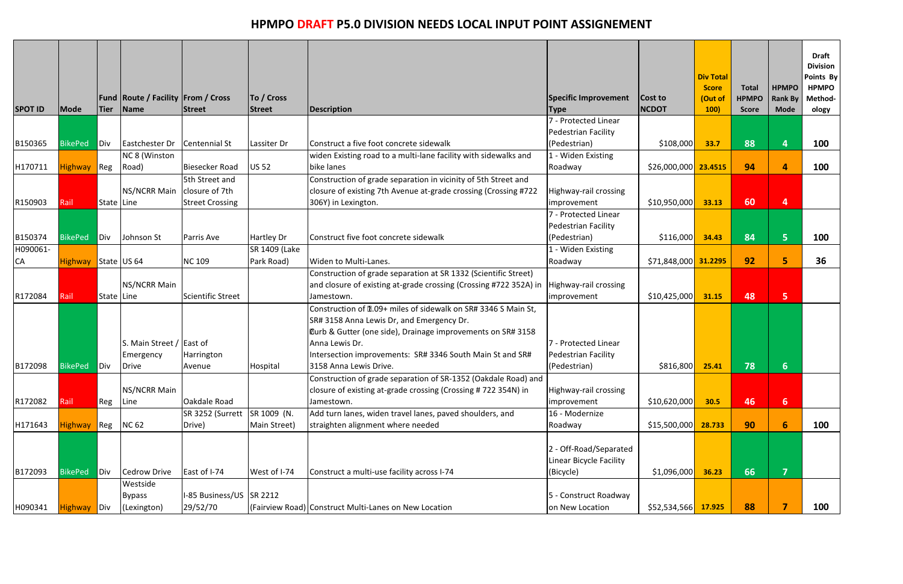# HPMPO DRAFT P5.0 DIVISION NEEDS LOCAL INPUT POINT ASSIGNEMENT

| SPOT ID | Mode | Fund Tier | Route / Facility Name | From / Cross Street | To / Cross Street | Description | Specific Improvement Type | Cost to NCDOT | Div Total Score (Out of 100) | Total HPMPO Score | HPMPO Rank By Mode | Draft Division Points By HPMPO Method-ology |
|---|---|---|---|---|---|---|---|---|---|---|---|---|
| B150365 | BikePed | Div | Eastchester Dr | Centennial St | Lassiter Dr | Construct a five foot concrete sidewalk | 7 - Protected Linear Pedestrian Facility (Pedestrian) | $108,000 | 33.7 | 88 | 4 | 100 |
| H170711 | Highway | Reg | NC 8 (Winston Road) | Biesecker Road | US 52 | widen Existing road to a multi-lane facility with sidewalks and bike lanes | 1 - Widen Existing Roadway | $26,000,000 | 23.4515 | 94 | 4 | 100 |
| R150903 | Rail | State | NS/NCRR Main Line | 5th Street and closure of 7th Street Crossing | | Construction of grade separation in vicinity of 5th Street and closure of existing 7th Avenue at-grade crossing (Crossing #722 306Y) in Lexington. | Highway-rail crossing improvement | $10,950,000 | 33.13 | 60 | 4 | |
| B150374 | BikePed | Div | Johnson St | Parris Ave | Hartley Dr | Construct five foot concrete sidewalk | 7 - Protected Linear Pedestrian Facility (Pedestrian) | $116,000 | 34.43 | 84 | 5 | 100 |
| H090061-CA | Highway | State | US 64 | NC 109 | SR 1409 (Lake Park Road) | Widen to Multi-Lanes. | 1 - Widen Existing Roadway | $71,848,000 | 31.2295 | 92 | 5 | 36 |
| R172084 | Rail | State | NS/NCRR Main Line | Scientific Street | | Construction of grade separation at SR 1332 (Scientific Street) and closure of existing at-grade crossing (Crossing #722 352A) in Jamestown. | Highway-rail crossing improvement | $10,425,000 | 31.15 | 48 | 5 | |
| B172098 | BikePed | Div | S. Main Street / Emergency Drive | East of Harrington Avenue | Hospital | Construction of 1.09+ miles of sidewalk on SR# 3346 S Main St, SR# 3158 Anna Lewis Dr, and Emergency Dr. Curb & Gutter (one side), Drainage improvements on SR# 3158 Anna Lewis Dr. Intersection improvements: SR# 3346 South Main St and SR# 3158 Anna Lewis Drive. | 7 - Protected Linear Pedestrian Facility (Pedestrian) | $816,800 | 25.41 | 78 | 6 | |
| R172082 | Rail | Reg | NS/NCRR Main Line | Oakdale Road | | Construction of grade separation of SR-1352 (Oakdale Road) and closure of existing at-grade crossing (Crossing # 722 354N) in Jamestown. | Highway-rail crossing improvement | $10,620,000 | 30.5 | 46 | 6 | |
| H171643 | Highway | Reg | NC 62 | SR 3252 (Surrett Drive) | SR 1009 (N. Main Street) | Add turn lanes, widen travel lanes, paved shoulders, and straighten alignment where needed | 16 - Modernize Roadway | $15,500,000 | 28.733 | 90 | 6 | 100 |
| B172093 | BikePed | Div | Cedrow Drive | East of I-74 | West of I-74 | Construct a multi-use facility across I-74 | 2 - Off-Road/Separated Linear Bicycle Facility (Bicycle) | $1,096,000 | 36.23 | 66 | 7 | |
| H090341 | Highway | Div | Westside Bypass (Lexington) | I-85 Business/US 29/52/70 | SR 2212 (Fairview Road) | Construct Multi-Lanes on New Location | 5 - Construct Roadway on New Location | $52,534,566 | 17.925 | 88 | 7 | 100 |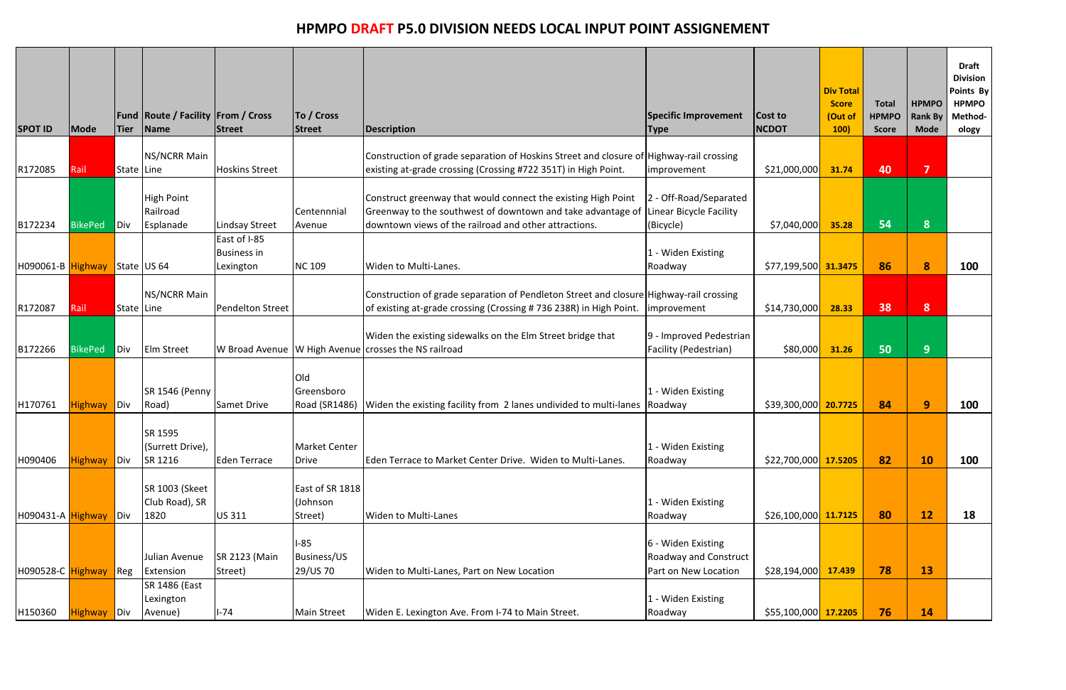# HPMPO DRAFT P5.0 DIVISION NEEDS LOCAL INPUT POINT ASSIGNEMENT

| SPOT ID | Mode | Fund Tier | Route / Facility Name | From / Cross Street | To / Cross Street | Description | Specific Improvement Type | Cost to NCDOT | Div Total Score (Out of 100) | Total HPMPO Score | HPMPO Rank By Mode | Draft Division Points By HPMPO Method-ology |
|---|---|---|---|---|---|---|---|---|---|---|---|---|
| R172085 | Rail | State | NS/NCRR Main Line | Hoskins Street | | Construction of grade separation of Hoskins Street and closure of existing at-grade crossing (Crossing #722 351T) in High Point. | Highway-rail crossing improvement | $21,000,000 | 31.74 | 40 | 7 | |
| B172234 | BikePed | Div | High Point Railroad Esplanade | Lindsay Street | Centennnial Avenue | Construct greenway that would connect the existing High Point Greenway to the southwest of downtown and take advantage of downtown views of the railroad and other attractions. | 2 - Off-Road/Separated Linear Bicycle Facility (Bicycle) | $7,040,000 | 35.28 | 54 | 8 | |
| H090061-B | Highway | State | US 64 | East of I-85 Business in Lexington | NC 109 | Widen to Multi-Lanes. | 1 - Widen Existing Roadway | $77,199,500 | 31.3475 | 86 | 8 | 100 |
| R172087 | Rail | State | NS/NCRR Main Line | Pendelton Street | | Construction of grade separation of Pendleton Street and closure of existing at-grade crossing (Crossing # 736 238R) in High Point. | Highway-rail crossing improvement | $14,730,000 | 28.33 | 38 | 8 | |
| B172266 | BikePed | Div | Elm Street | W Broad Avenue | W High Avenue | Widen the existing sidewalks on the Elm Street bridge that crosses the NS railroad | 9 - Improved Pedestrian Facility (Pedestrian) | $80,000 | 31.26 | 50 | 9 | |
| H170761 | Highway | Div | SR 1546 (Penny Road) | Samet Drive | Old Greensboro Road (SR1486) | Widen the existing facility from 2 lanes undivided to multi-lanes | 1 - Widen Existing Roadway | $39,300,000 | 20.7725 | 84 | 9 | 100 |
| H090406 | Highway | Div | SR 1595 (Surrett Drive), SR 1216 | Eden Terrace | Market Center Drive | Eden Terrace to Market Center Drive. Widen to Multi-Lanes. | 1 - Widen Existing Roadway | $22,700,000 | 17.5205 | 82 | 10 | 100 |
| H090431-A | Highway | Div | SR 1003 (Skeet Club Road), SR 1820 | US 311 | East of SR 1818 (Johnson Street) | Widen to Multi-Lanes | 1 - Widen Existing Roadway | $26,100,000 | 11.7125 | 80 | 12 | 18 |
| H090528-C | Highway | Reg | Julian Avenue Extension | SR 2123 (Main Street) | I-85 Business/US 29/US 70 | Widen to Multi-Lanes, Part on New Location | 6 - Widen Existing Roadway and Construct Part on New Location | $28,194,000 | 17.439 | 78 | 13 | |
| H150360 | Highway | Div | SR 1486 (East Lexington Avenue) | I-74 | Main Street | Widen E. Lexington Ave. From I-74 to Main Street. | 1 - Widen Existing Roadway | $55,100,000 | 17.2205 | 76 | 14 | |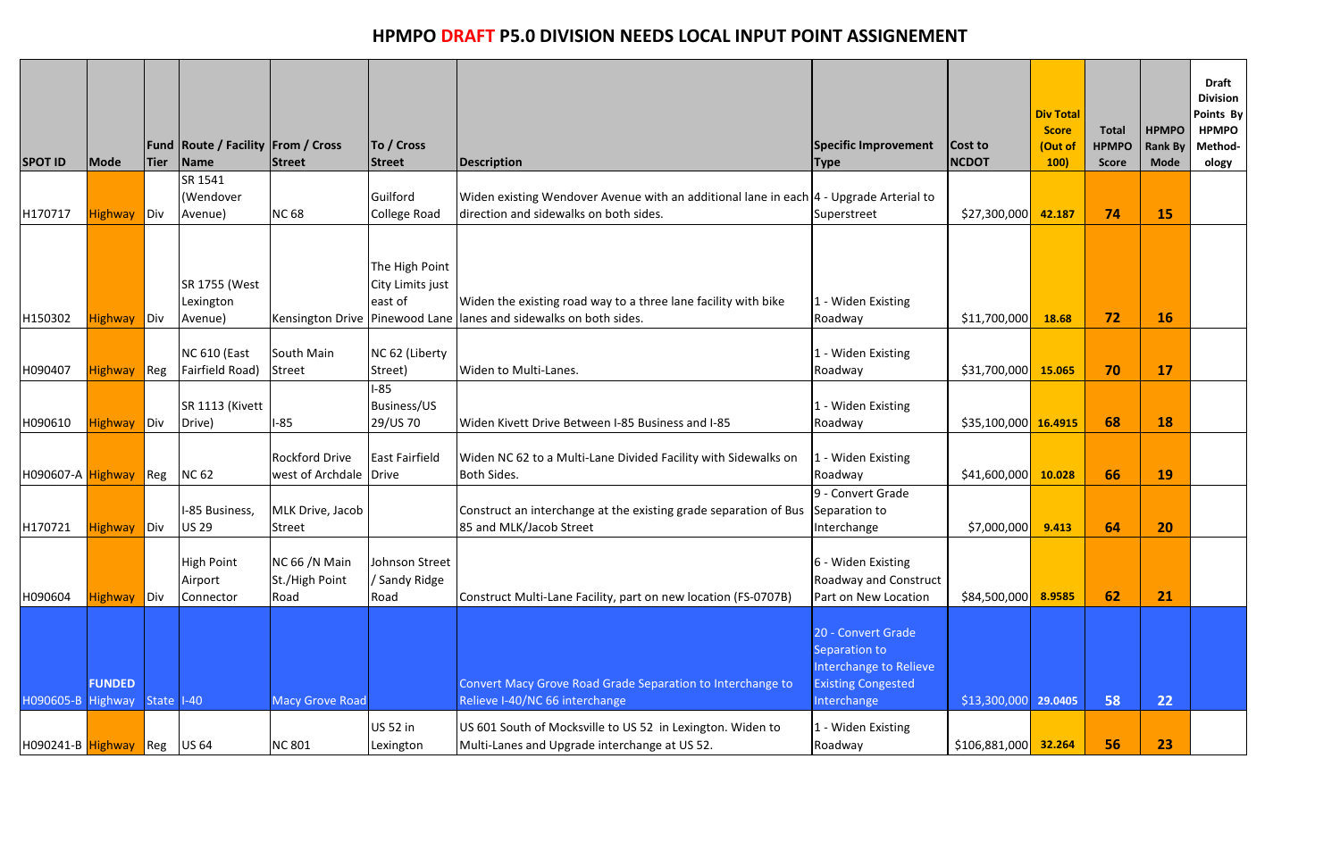# HPMPO DRAFT P5.0 DIVISION NEEDS LOCAL INPUT POINT ASSIGNEMENT

| SPOT ID | Mode | Fund Tier | Route / Facility Name | From / Cross Street | To / Cross Street | Description | Specific Improvement Type | Cost to NCDOT | Div Total Score (Out of 100) | Total HPMPO Score | HPMPO Rank By Mode | Draft Division Points By HPMPO Method-ology |
|---|---|---|---|---|---|---|---|---|---|---|---|---|
| H170717 | Highway | Div | SR 1541 (Wendover Avenue) | NC 68 | Guilford College Road | Widen existing Wendover Avenue with an additional lane in each direction and sidewalks on both sides. | 4 - Upgrade Arterial to Superstreet | $27,300,000 | 42.187 | 74 | 15 | |
| H150302 | Highway | Div | SR 1755 (West Lexington Avenue) | Kensington Drive | The High Point City Limits just east of Pinewood Lane | Widen the existing road way to a three lane facility with bike lanes and sidewalks on both sides. | 1 - Widen Existing Roadway | $11,700,000 | 18.68 | 72 | 16 | |
| H090407 | Highway | Reg | NC 610 (East Fairfield Road) | South Main Street | NC 62 (Liberty Street) | Widen to Multi-Lanes. | 1 - Widen Existing Roadway | $31,700,000 | 15.065 | 70 | 17 | |
| H090610 | Highway | Div | SR 1113 (Kivett Drive) | I-85 | I-85 Business/US 29/US 70 | Widen Kivett Drive Between I-85 Business and I-85 | 1 - Widen Existing Roadway | $35,100,000 | 16.4915 | 68 | 18 | |
| H090607-A | Highway | Reg | NC 62 | Rockford Drive west of Archdale | East Fairfield Drive | Widen NC 62 to a Multi-Lane Divided Facility with Sidewalks on Both Sides. | 1 - Widen Existing Roadway | $41,600,000 | 10.028 | 66 | 19 | |
| H170721 | Highway | Div | I-85 Business, US 29 | MLK Drive, Jacob Street | | Construct an interchange at the existing grade separation of Bus 85 and MLK/Jacob Street | 9 - Convert Grade Separation to Interchange | $7,000,000 | 9.413 | 64 | 20 | |
| H090604 | Highway | Div | High Point Airport Connector | NC 66 /N Main St./High Point Road | Johnson Street / Sandy Ridge Road | Construct Multi-Lane Facility, part on new location (FS-0707B) | 6 - Widen Existing Roadway and Construct Part on New Location | $84,500,000 | 8.9585 | 62 | 21 | |
| H090605-B | FUNDED Highway | State | I-40 | Macy Grove Road | | Convert Macy Grove Road Grade Separation to Interchange to Relieve I-40/NC 66 interchange | 20 - Convert Grade Separation to Interchange to Relieve Existing Congested Interchange | $13,300,000 | 29.0405 | 58 | 22 | |
| H090241-B | Highway | Reg | US 64 | NC 801 | US 52 in Lexington | US 601 South of Mocksville to US 52 in Lexington. Widen to Multi-Lanes and Upgrade interchange at US 52. | 1 - Widen Existing Roadway | $106,881,000 | 32.264 | 56 | 23 | |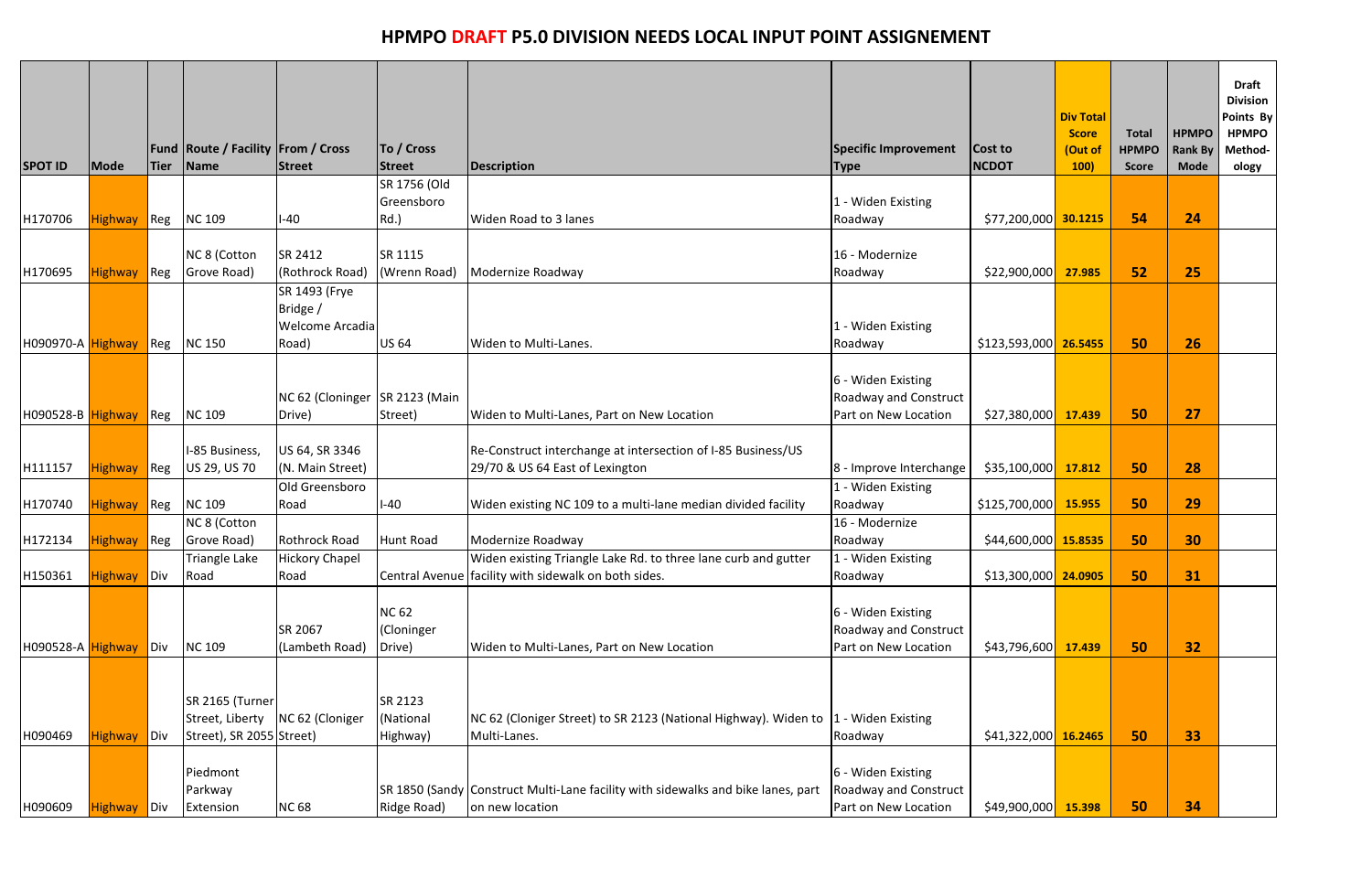# HPMPO DRAFT P5.0 DIVISION NEEDS LOCAL INPUT POINT ASSIGNEMENT

| SPOT ID | Mode | Fund Tier | Route / Facility Name | From / Cross Street | To / Cross Street | Description | Specific Improvement Type | Cost to NCDOT | Div Total Score (Out of 100) | Total HPMPO Score | HPMPO Rank By Mode | Draft Division Points By HPMPO Method-ology |
|---|---|---|---|---|---|---|---|---|---|---|---|---|
| H170706 | Highway | Reg | NC 109 | I-40 | SR 1756 (Old Greensboro Rd.) | Widen Road to 3 lanes | 1 - Widen Existing Roadway | $77,200,000 | 30.1215 | 54 | 24 | |
| H170695 | Highway | Reg | NC 8 (Cotton Grove Road) | SR 2412 (Rothrock Road) | SR 1115 (Wrenn Road) | Modernize Roadway | 16 - Modernize Roadway | $22,900,000 | 27.985 | 52 | 25 | |
| H090970-A | Highway | Reg | NC 150 | SR 1493 (Frye Bridge / Welcome Arcadia Road) | US 64 | Widen to Multi-Lanes. | 1 - Widen Existing Roadway | $123,593,000 | 26.5455 | 50 | 26 | |
| H090528-B | Highway | Reg | NC 109 | NC 62 (Cloninger Drive) | SR 2123 (Main Street) | Widen to Multi-Lanes, Part on New Location | 6 - Widen Existing Roadway and Construct Part on New Location | $27,380,000 | 17.439 | 50 | 27 | |
| H111157 | Highway | Reg | I-85 Business, US 29, US 70 | US 64, SR 3346 (N. Main Street) | | Re-Construct interchange at intersection of I-85 Business/US 29/70 & US 64 East of Lexington | 8 - Improve Interchange | $35,100,000 | 17.812 | 50 | 28 | |
| H170740 | Highway | Reg | NC 109 | Old Greensboro Road | I-40 | Widen existing NC 109 to a multi-lane median divided facility | 1 - Widen Existing Roadway | $125,700,000 | 15.955 | 50 | 29 | |
| H172134 | Highway | Reg | NC 8 (Cotton Grove Road) | Rothrock Road | Hunt Road | Modernize Roadway | 16 - Modernize Roadway | $44,600,000 | 15.8535 | 50 | 30 | |
| H150361 | Highway | Div | Triangle Lake Road | Hickory Chapel Road | Central Avenue | Widen existing Triangle Lake Rd. to three lane curb and gutter facility with sidewalk on both sides. | 1 - Widen Existing Roadway | $13,300,000 | 24.0905 | 50 | 31 | |
| H090528-A | Highway | Div | NC 109 | SR 2067 (Lambeth Road) | NC 62 (Cloninger Drive) | Widen to Multi-Lanes, Part on New Location | 6 - Widen Existing Roadway and Construct Part on New Location | $43,796,600 | 17.439 | 50 | 32 | |
| H090469 | Highway | Div | SR 2165 (Turner Street, Liberty Street), SR 2055 | NC 62 (Cloniger Street) | SR 2123 (National Highway) | NC 62 (Cloniger Street) to SR 2123 (National Highway). Widen to Multi-Lanes. | 1 - Widen Existing Roadway | $41,322,000 | 16.2465 | 50 | 33 | |
| H090609 | Highway | Div | Piedmont Parkway Extension | NC 68 | SR 1850 (Sandy Ridge Road) | Construct Multi-Lane facility with sidewalks and bike lanes, part on new location | 6 - Widen Existing Roadway and Construct Part on New Location | $49,900,000 | 15.398 | 50 | 34 | |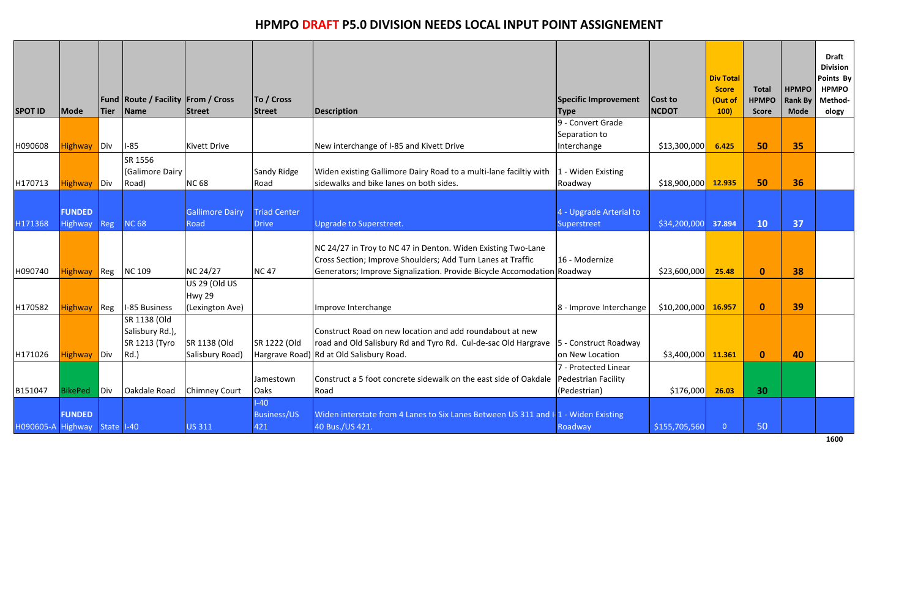# HPMPO DRAFT P5.0 DIVISION NEEDS LOCAL INPUT POINT ASSIGNEMENT

| SPOT ID | Mode | Fund Tier | Route / Facility Name | From / Cross Street | To / Cross Street | Description | Specific Improvement Type | Cost to NCDOT | Div Total Score (Out of 100) | Total HPMPO Score | HPMPO Rank By Mode | Draft Division Points By HPMPO Method-ology |
|---|---|---|---|---|---|---|---|---|---|---|---|---|
| H090608 | Highway | Div | I-85 | Kivett Drive | | New interchange of I-85 and Kivett Drive | 9 - Convert Grade Separation to Interchange | $13,300,000 | 6.425 | 50 | 35 | |
| H170713 | Highway | Div | SR 1556 (Galimore Dairy Road) | NC 68 | Sandy Ridge Road | Widen existing Gallimore Dairy Road to a multi-lane faciltiy with sidewalks and bike lanes on both sides. | 1 - Widen Existing Roadway | $18,900,000 | 12.935 | 50 | 36 | |
| H171368 | FUNDED Highway | Reg | NC 68 | Gallimore Dairy Road | Triad Center Drive | Upgrade to Superstreet. | 4 - Upgrade Arterial to Superstreet | $34,200,000 | 37.894 | 10 | 37 | |
| H090740 | Highway | Reg | NC 109 | NC 24/27 | NC 47 | NC 24/27 in Troy to NC 47 in Denton. Widen Existing Two-Lane Cross Section; Improve Shoulders; Add Turn Lanes at Traffic Generators; Improve Signalization. Provide Bicycle Accomodation | 16 - Modernize Roadway | $23,600,000 | 25.48 | 0 | 38 | |
| H170582 | Highway | Reg | I-85 Business | US 29 (Old US Hwy 29 (Lexington Ave) | | Improve Interchange | 8 - Improve Interchange | $10,200,000 | 16.957 | 0 | 39 | |
| H171026 | Highway | Div | SR 1138 (Old Salisbury Rd.), SR 1213 (Tyro Rd.) | SR 1138 (Old Salisbury Road) | SR 1222 (Old Hargrave Road) | Construct Road on new location and add roundabout at new road and Old Salisbury Rd and Tyro Rd. Cul-de-sac Old Hargrave Rd at Old Salisbury Road. | 5 - Construct Roadway on New Location | $3,400,000 | 11.361 | 0 | 40 | |
| B151047 | BikePed | Div | Oakdale Road | Chimney Court | Jamestown Oaks | Construct a 5 foot concrete sidewalk on the east side of Oakdale Road | 7 - Protected Linear Pedestrian Facility (Pedestrian) | $176,000 | 26.03 | 30 | | |
| H090605-A | FUNDED Highway | State | I-40 | US 311 | I-40 Business/US 421 | Widen interstate from 4 Lanes to Six Lanes Between US 311 and I-40 Bus./US 421. | 1 - Widen Existing Roadway | $155,705,560 | 0 | 50 | | |
| | | | | | | | | | | | | 1600 |